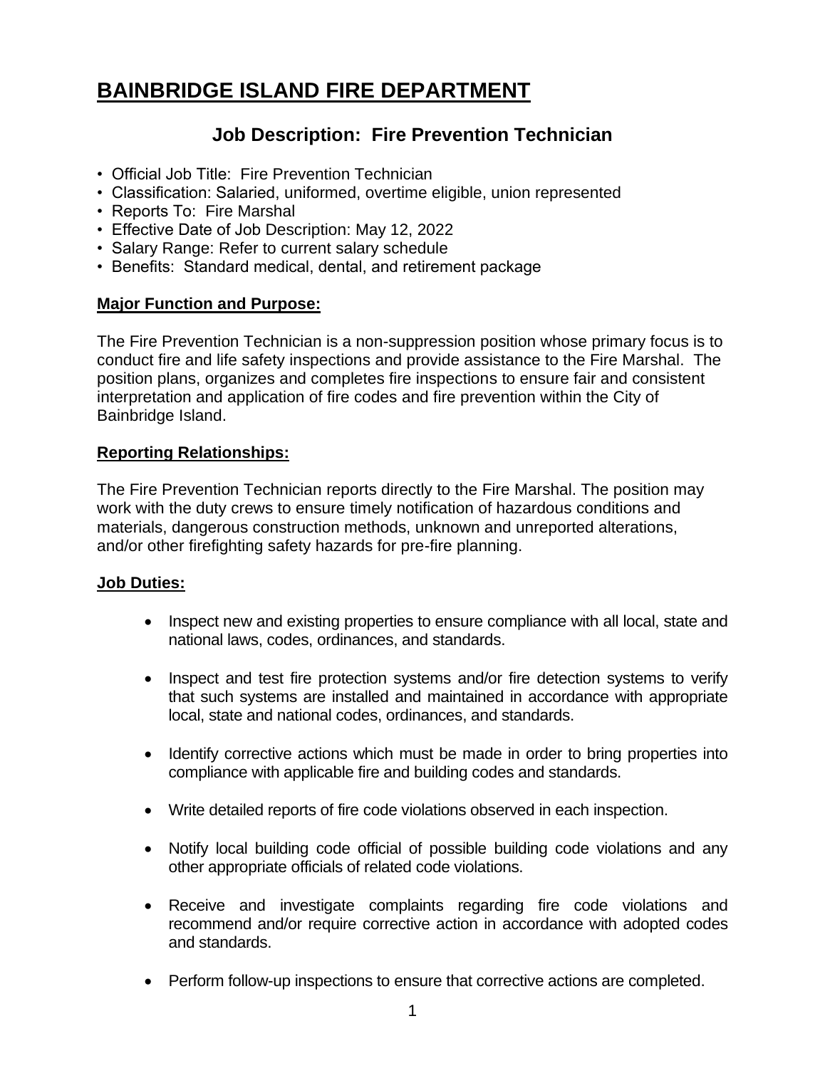# BAINBRIDGE ISLAND FIRE DEPARTMENT

## Job Description: Fire Prevention Technician

- Official Job Title: Fire Prevention Technician
- Classification: Salaried, uniformed, overtime eligible, union represented
- Reports To: Fire Marshal
- Effective Date of Job Description: May 12, 2022
- Salary Range: Refer to current salary schedule
- Benefits: Standard medical, dental, and retirement package

### Major Function and Purpose:

The Fire Prevention Technician is a non-suppression position whose primary focus is to conduct fire and life safety inspections and provide assistance to the Fire Marshal. The position plans, organizes and completes fire inspections to ensure fair and consistent interpretation and application of fire codes and fire prevention within the City of Bainbridge Island.

### Reporting Relationships:

The Fire Prevention Technician reports directly to the Fire Marshal. The position may work with the duty crews to ensure timely notification of hazardous conditions and materials, dangerous construction methods, unknown and unreported alterations, and/or other firefighting safety hazards for pre-fire planning.

### Job Duties:

- Inspect new and existing properties to ensure compliance with all local, state and national laws, codes, ordinances, and standards.
- Inspect and test fire protection systems and/or fire detection systems to verify that such systems are installed and maintained in accordance with appropriate local, state and national codes, ordinances, and standards.
- Identify corrective actions which must be made in order to bring properties into compliance with applicable fire and building codes and standards.
- Write detailed reports of fire code violations observed in each inspection.
- Notify local building code official of possible building code violations and any other appropriate officials of related code violations.
- Receive and investigate complaints regarding fire code violations and recommend and/or require corrective action in accordance with adopted codes and standards.
- Perform follow-up inspections to ensure that corrective actions are completed.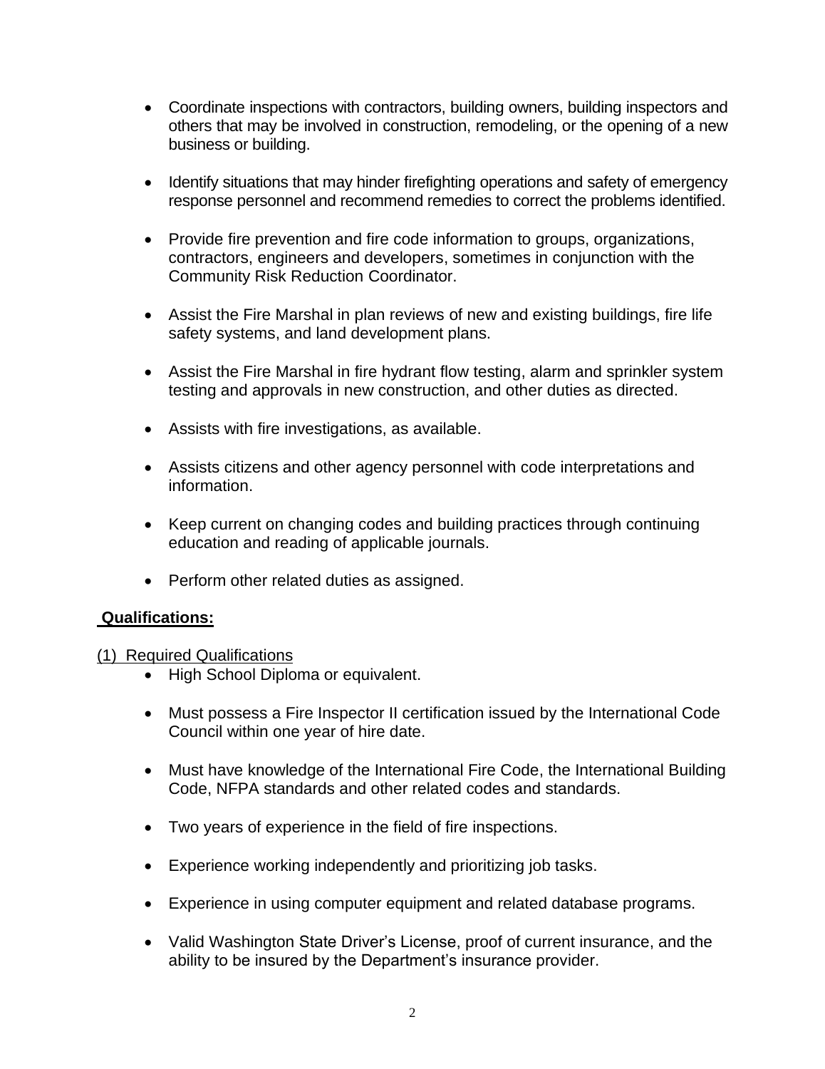- Coordinate inspections with contractors, building owners, building inspectors and others that may be involved in construction, remodeling, or the opening of a new business or building.

- Identify situations that may hinder firefighting operations and safety of emergency response personnel and recommend remedies to correct the problems identified.

- Provide fire prevention and fire code information to groups, organizations, contractors, engineers and developers, sometimes in conjunction with the Community Risk Reduction Coordinator.

- Assist the Fire Marshal in plan reviews of new and existing buildings, fire life safety systems, and land development plans.

- Assist the Fire Marshal in fire hydrant flow testing, alarm and sprinkler system testing and approvals in new construction, and other duties as directed.

- Assists with fire investigations, as available.

- Assists citizens and other agency personnel with code interpretations and information.

- Keep current on changing codes and building practices through continuing education and reading of applicable journals.

- Perform other related duties as assigned.

## Qualifications:

(1) Required Qualifications

- High School Diploma or equivalent.

- Must possess a Fire Inspector II certification issued by the International Code Council within one year of hire date.

- Must have knowledge of the International Fire Code, the International Building Code, NFPA standards and other related codes and standards.

- Two years of experience in the field of fire inspections.

- Experience working independently and prioritizing job tasks.

- Experience in using computer equipment and related database programs.

- Valid Washington State Driver's License, proof of current insurance, and the ability to be insured by the Department's insurance provider.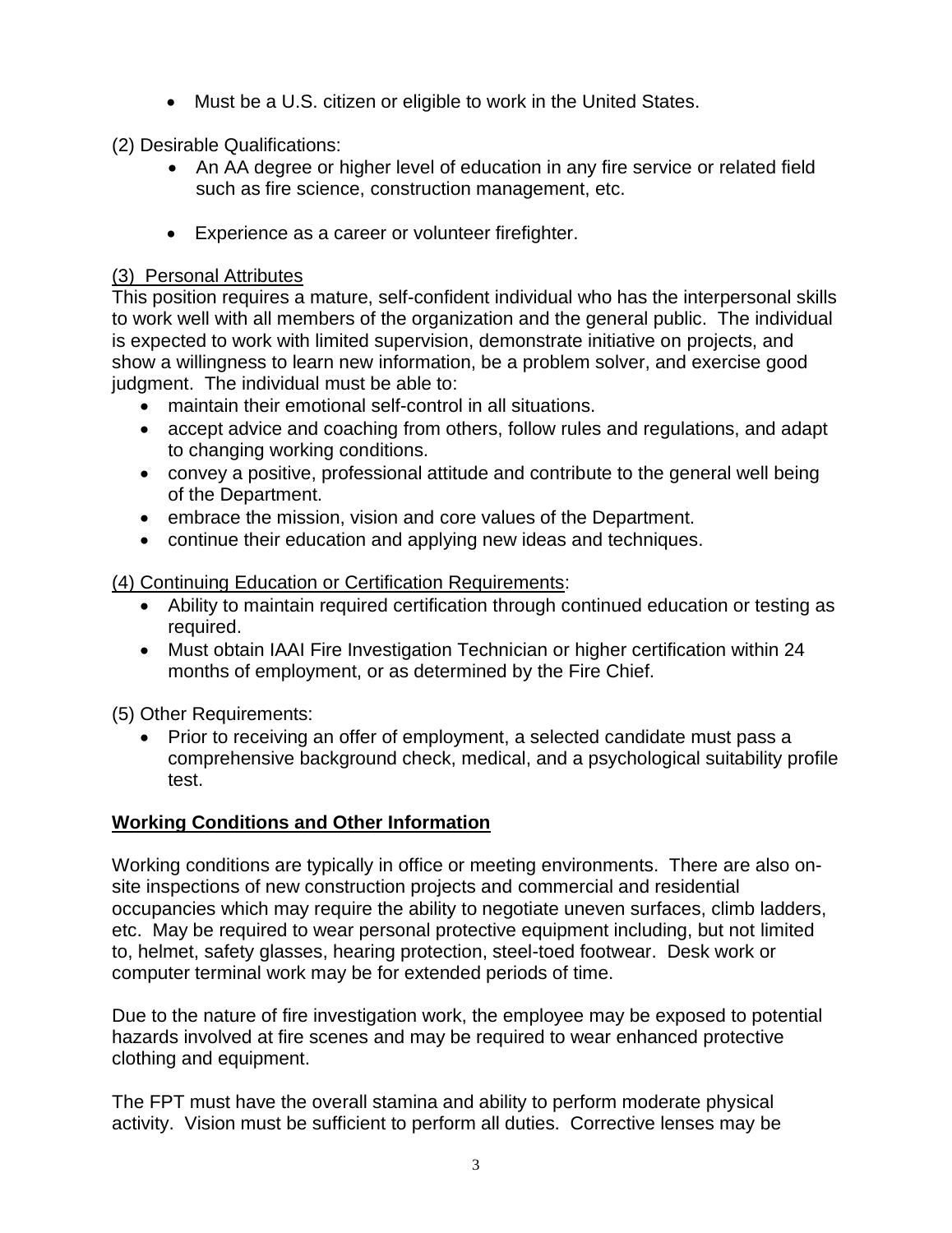- Must be a U.S. citizen or eligible to work in the United States.

(2) Desirable Qualifications:

- An AA degree or higher level of education in any fire service or related field such as fire science, construction management, etc.
- Experience as a career or volunteer firefighter.

(3) Personal Attributes

This position requires a mature, self-confident individual who has the interpersonal skills to work well with all members of the organization and the general public. The individual is expected to work with limited supervision, demonstrate initiative on projects, and show a willingness to learn new information, be a problem solver, and exercise good judgment. The individual must be able to:

- maintain their emotional self-control in all situations.
- accept advice and coaching from others, follow rules and regulations, and adapt to changing working conditions.
- convey a positive, professional attitude and contribute to the general well being of the Department.
- embrace the mission, vision and core values of the Department.
- continue their education and applying new ideas and techniques.

(4) Continuing Education or Certification Requirements:

- Ability to maintain required certification through continued education or testing as required.
- Must obtain IAAI Fire Investigation Technician or higher certification within 24 months of employment, or as determined by the Fire Chief.

(5) Other Requirements:

- Prior to receiving an offer of employment, a selected candidate must pass a comprehensive background check, medical, and a psychological suitability profile test.

## Working Conditions and Other Information

Working conditions are typically in office or meeting environments. There are also on-site inspections of new construction projects and commercial and residential occupancies which may require the ability to negotiate uneven surfaces, climb ladders, etc. May be required to wear personal protective equipment including, but not limited to, helmet, safety glasses, hearing protection, steel-toed footwear. Desk work or computer terminal work may be for extended periods of time.

Due to the nature of fire investigation work, the employee may be exposed to potential hazards involved at fire scenes and may be required to wear enhanced protective clothing and equipment.

The FPT must have the overall stamina and ability to perform moderate physical activity. Vision must be sufficient to perform all duties. Corrective lenses may be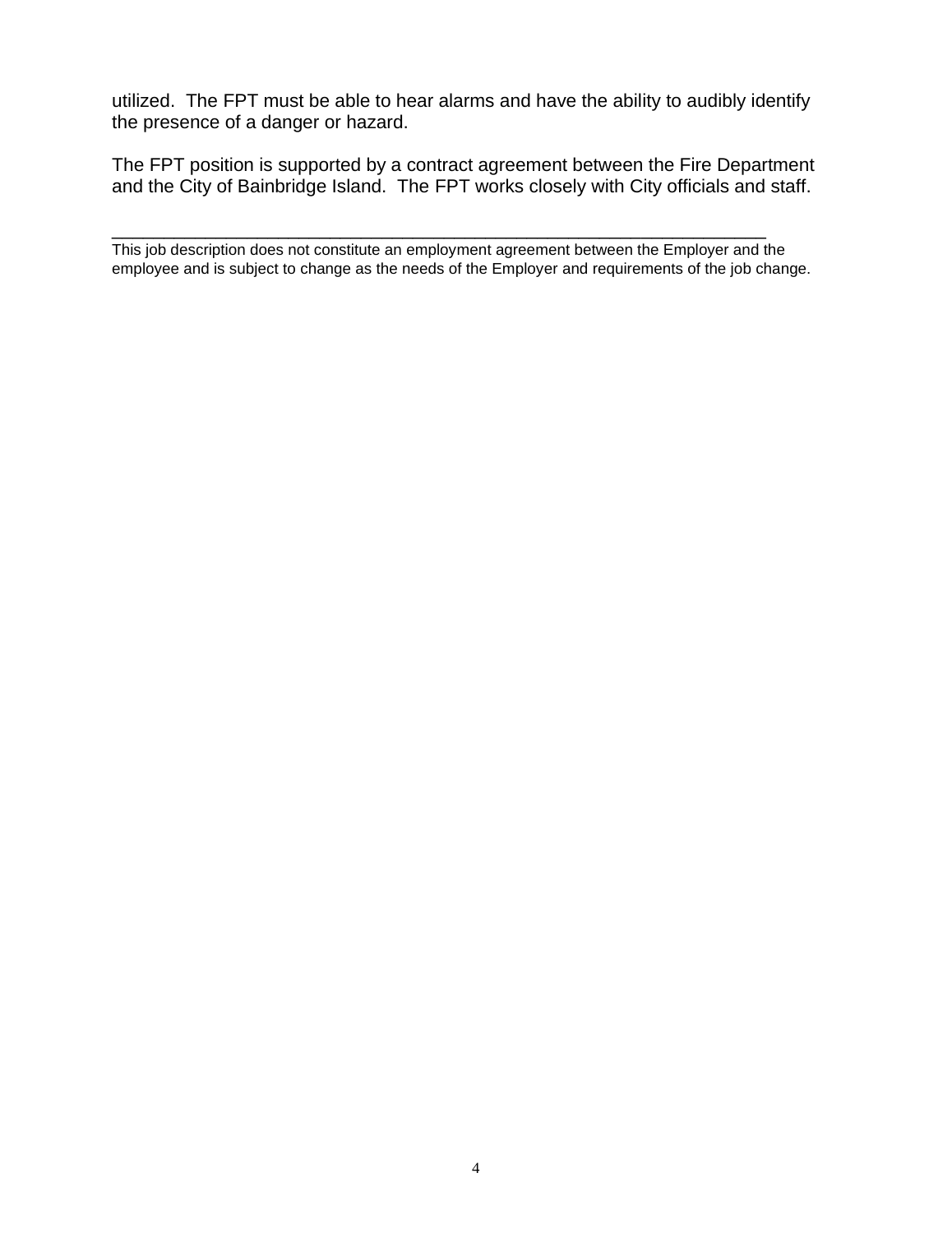utilized. The FPT must be able to hear alarms and have the ability to audibly identify the presence of a danger or hazard.

The FPT position is supported by a contract agreement between the Fire Department and the City of Bainbridge Island. The FPT works closely with City officials and staff.

---

This job description does not constitute an employment agreement between the Employer and the employee and is subject to change as the needs of the Employer and requirements of the job change.